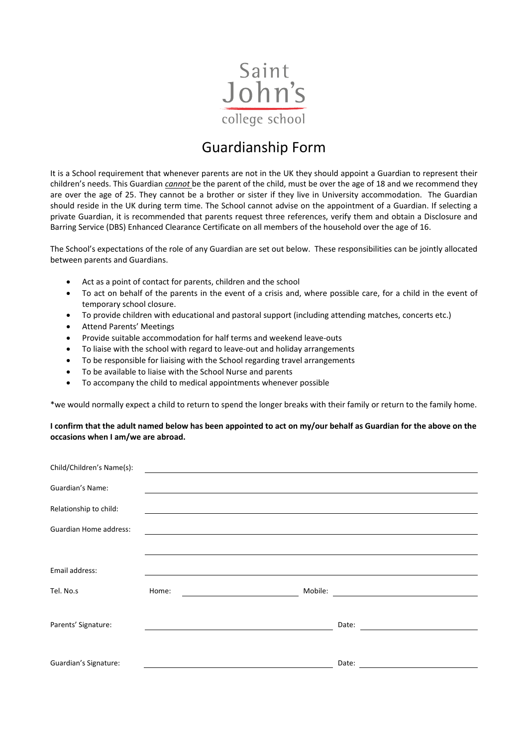Saint John's
college school

# Guardianship Form

It is a School requirement that whenever parents are not in the UK they should appoint a Guardian to represent their children's needs. This Guardian ***cannot*** be the parent of the child, must be over the age of 18 and we recommend they are over the age of 25. They cannot be a brother or sister if they live in University accommodation. The Guardian should reside in the UK during term time. The School cannot advise on the appointment of a Guardian. If selecting a private Guardian, it is recommended that parents request three references, verify them and obtain a Disclosure and Barring Service (DBS) Enhanced Clearance Certificate on all members of the household over the age of 16.

The School's expectations of the role of any Guardian are set out below. These responsibilities can be jointly allocated between parents and Guardians.

- Act as a point of contact for parents, children and the school
- To act on behalf of the parents in the event of a crisis and, where possible care, for a child in the event of temporary school closure.
- To provide children with educational and pastoral support (including attending matches, concerts etc.)
- Attend Parents' Meetings
- Provide suitable accommodation for half terms and weekend leave-outs
- To liaise with the school with regard to leave-out and holiday arrangements
- To be responsible for liaising with the School regarding travel arrangements
- To be available to liaise with the School Nurse and parents
- To accompany the child to medical appointments whenever possible

*we would normally expect a child to return to spend the longer breaks with their family or return to the family home.

**I confirm that the adult named below has been appointed to act on my/our behalf as Guardian for the above on the occasions when I am/we are abroad.**

Child/Children's Name(s): ______________________________

Guardian's Name: ______________________________

Relationship to child: ______________________________

Guardian Home address: ______________________________

______________________________

Email address: ______________________________

Tel. No.s Home: ______________ Mobile: ______________

Parents' Signature: ______________________ Date: ______________

Guardian's Signature: ______________________ Date: ______________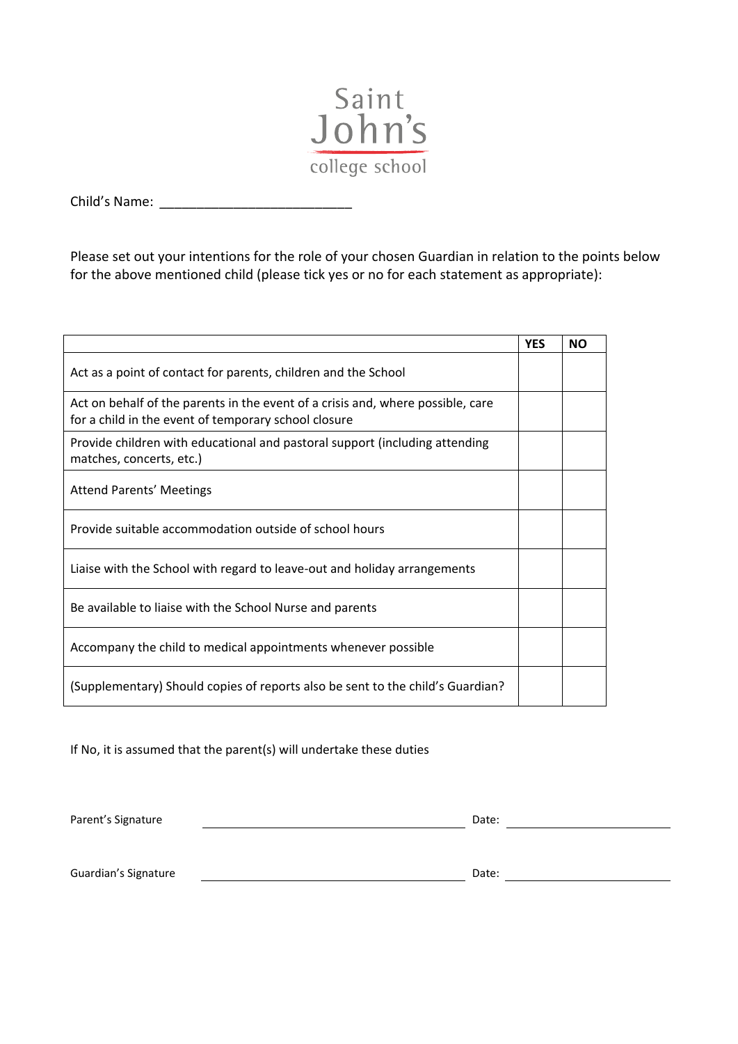Saint John's college school

Child's Name: \_\_\_\_\_\_\_\_\_\_\_\_\_\_\_\_\_\_\_\_\_\_\_\_\_\_

Please set out your intentions for the role of your chosen Guardian in relation to the points below for the above mentioned child (please tick yes or no for each statement as appropriate):

| | **YES** | **NO** |
|---|---|---|
| Act as a point of contact for parents, children and the School | | |
| Act on behalf of the parents in the event of a crisis and, where possible, care for a child in the event of temporary school closure | | |
| Provide children with educational and pastoral support (including attending matches, concerts, etc.) | | |
| Attend Parents' Meetings | | |
| Provide suitable accommodation outside of school hours | | |
| Liaise with the School with regard to leave-out and holiday arrangements | | |
| Be available to liaise with the School Nurse and parents | | |
| Accompany the child to medical appointments whenever possible | | |
| (Supplementary) Should copies of reports also be sent to the child's Guardian? | | |

If No, it is assumed that the parent(s) will undertake these duties

Parent's Signature \_\_\_\_\_\_\_\_\_\_\_\_\_\_\_\_\_\_\_\_\_\_\_\_\_\_\_\_\_\_ Date: \_\_\_\_\_\_\_\_\_\_\_\_\_\_\_\_\_\_\_\_

Guardian's Signature \_\_\_\_\_\_\_\_\_\_\_\_\_\_\_\_\_\_\_\_\_\_\_\_\_\_\_\_\_\_ Date: \_\_\_\_\_\_\_\_\_\_\_\_\_\_\_\_\_\_\_\_